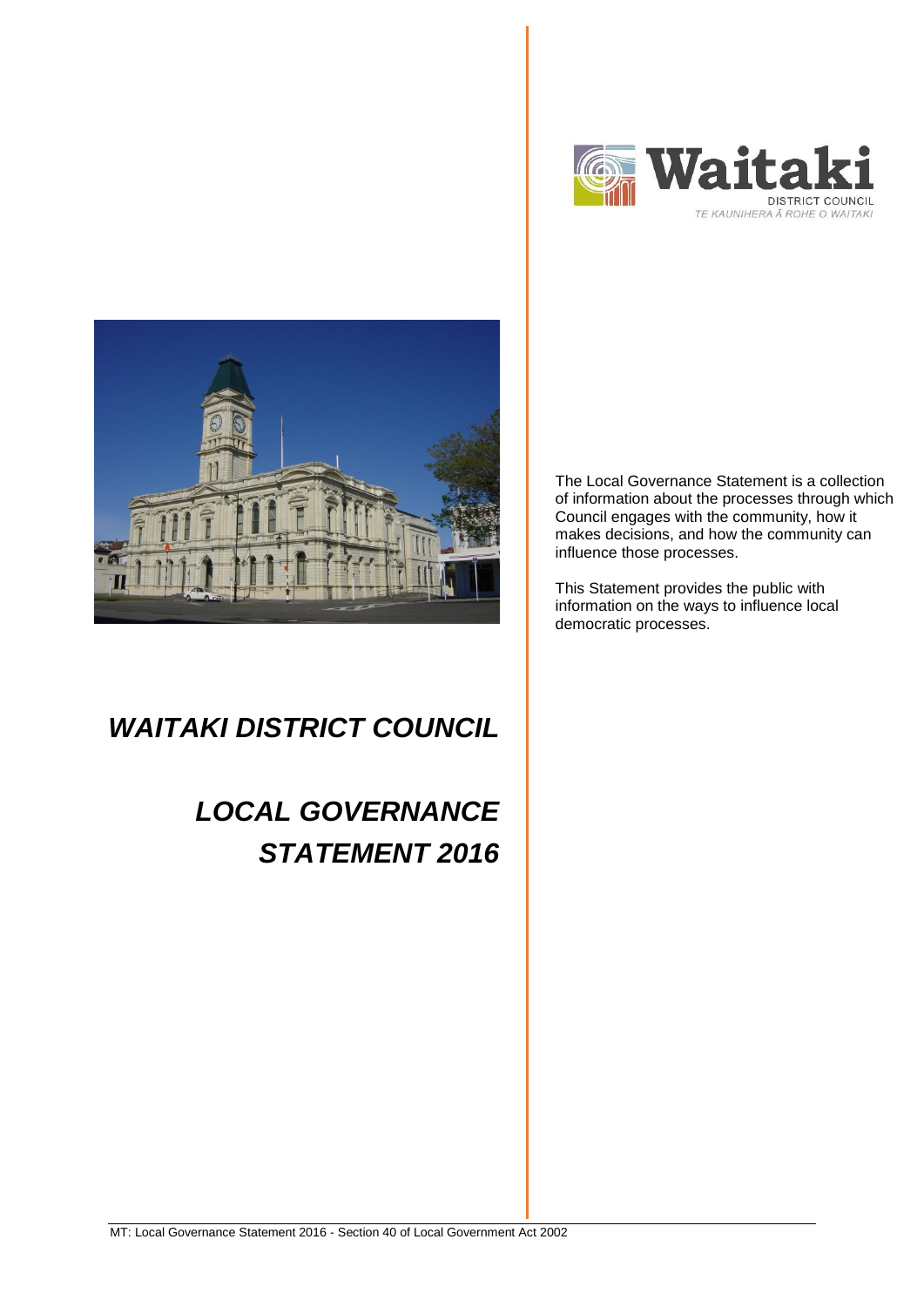Waitaki

DISTRICT COUNCIL

TE KAUNIHERA Ā ROHE O WAITAKI

The Local Governance Statement is a collection of information about the processes through which Council engages with the community, how it makes decisions, and how the community can influence those processes.

This Statement provides the public with information on the ways to influence local democratic processes.

# *WAITAKI DISTRICT COUNCIL*

# *LOCAL GOVERNANCE STATEMENT 2016*

MT: Local Governance Statement 2016 - Section 40 of Local Government Act 2002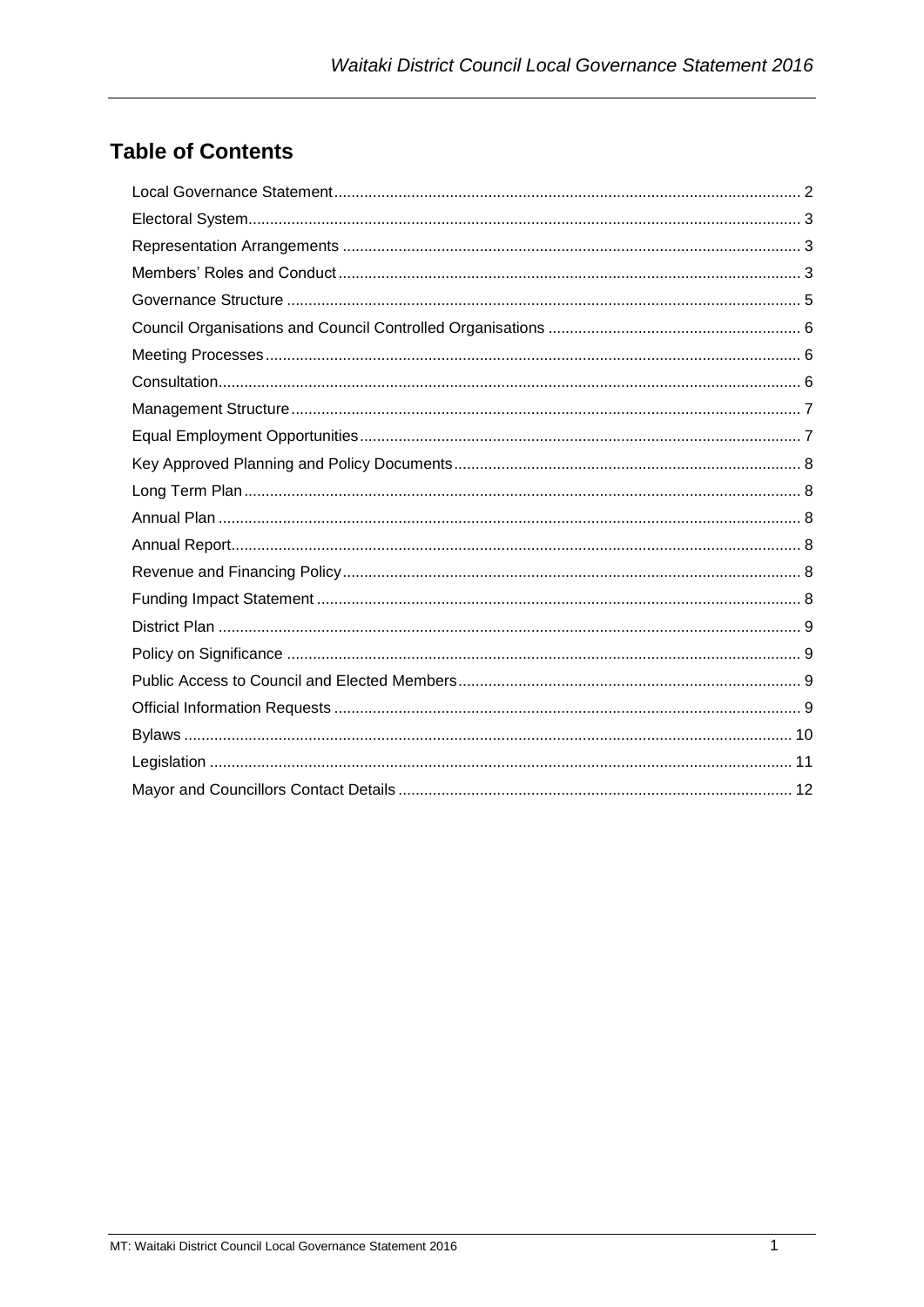# Table of Contents

- Local Governance Statement ... 2
- Electoral System ... 3
- Representation Arrangements ... 3
- Members' Roles and Conduct ... 3
- Governance Structure ... 5
- Council Organisations and Council Controlled Organisations ... 6
- Meeting Processes ... 6
- Consultation ... 6
- Management Structure ... 7
- Equal Employment Opportunities ... 7
- Key Approved Planning and Policy Documents ... 8
- Long Term Plan ... 8
- Annual Plan ... 8
- Annual Report ... 8
- Revenue and Financing Policy ... 8
- Funding Impact Statement ... 8
- District Plan ... 9
- Policy on Significance ... 9
- Public Access to Council and Elected Members ... 9
- Official Information Requests ... 9
- Bylaws ... 10
- Legislation ... 11
- Mayor and Councillors Contact Details ... 12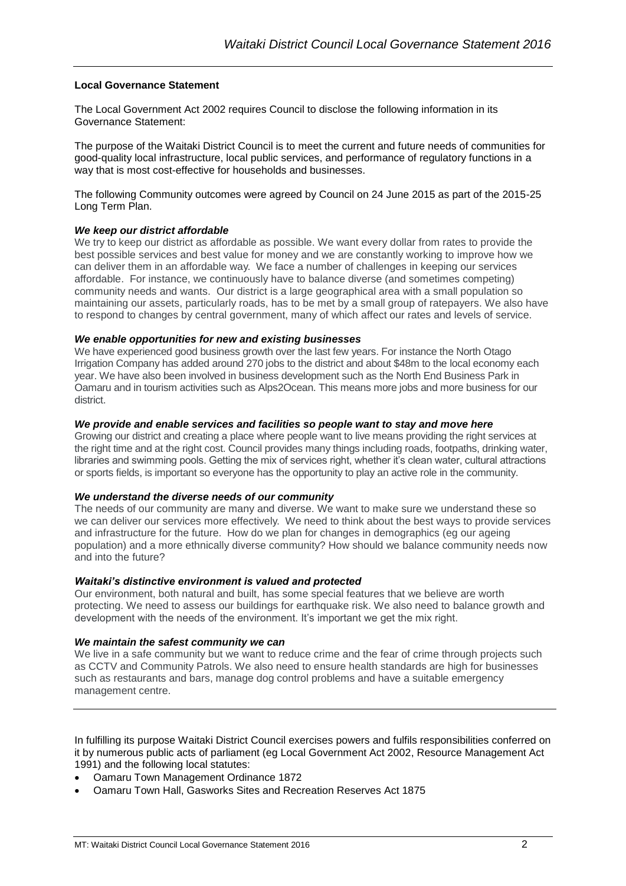**Local Governance Statement**

The Local Government Act 2002 requires Council to disclose the following information in its Governance Statement:

The purpose of the Waitaki District Council is to meet the current and future needs of communities for good-quality local infrastructure, local public services, and performance of regulatory functions in a way that is most cost-effective for households and businesses.

The following Community outcomes were agreed by Council on 24 June 2015 as part of the 2015-25 Long Term Plan.

***We keep our district affordable***

We try to keep our district as affordable as possible. We want every dollar from rates to provide the best possible services and best value for money and we are constantly working to improve how we can deliver them in an affordable way. We face a number of challenges in keeping our services affordable. For instance, we continuously have to balance diverse (and sometimes competing) community needs and wants. Our district is a large geographical area with a small population so maintaining our assets, particularly roads, has to be met by a small group of ratepayers. We also have to respond to changes by central government, many of which affect our rates and levels of service.

***We enable opportunities for new and existing businesses***

We have experienced good business growth over the last few years. For instance the North Otago Irrigation Company has added around 270 jobs to the district and about $48m to the local economy each year. We have also been involved in business development such as the North End Business Park in Oamaru and in tourism activities such as Alps2Ocean. This means more jobs and more business for our district.

***We provide and enable services and facilities so people want to stay and move here***

Growing our district and creating a place where people want to live means providing the right services at the right time and at the right cost. Council provides many things including roads, footpaths, drinking water, libraries and swimming pools. Getting the mix of services right, whether it's clean water, cultural attractions or sports fields, is important so everyone has the opportunity to play an active role in the community.

***We understand the diverse needs of our community***

The needs of our community are many and diverse. We want to make sure we understand these so we can deliver our services more effectively. We need to think about the best ways to provide services and infrastructure for the future. How do we plan for changes in demographics (eg our ageing population) and a more ethnically diverse community? How should we balance community needs now and into the future?

***Waitaki's distinctive environment is valued and protected***

Our environment, both natural and built, has some special features that we believe are worth protecting. We need to assess our buildings for earthquake risk. We also need to balance growth and development with the needs of the environment. It's important we get the mix right.

***We maintain the safest community we can***

We live in a safe community but we want to reduce crime and the fear of crime through projects such as CCTV and Community Patrols. We also need to ensure health standards are high for businesses such as restaurants and bars, manage dog control problems and have a suitable emergency management centre.

---

In fulfilling its purpose Waitaki District Council exercises powers and fulfils responsibilities conferred on it by numerous public acts of parliament (eg Local Government Act 2002, Resource Management Act 1991) and the following local statutes:

- Oamaru Town Management Ordinance 1872
- Oamaru Town Hall, Gasworks Sites and Recreation Reserves Act 1875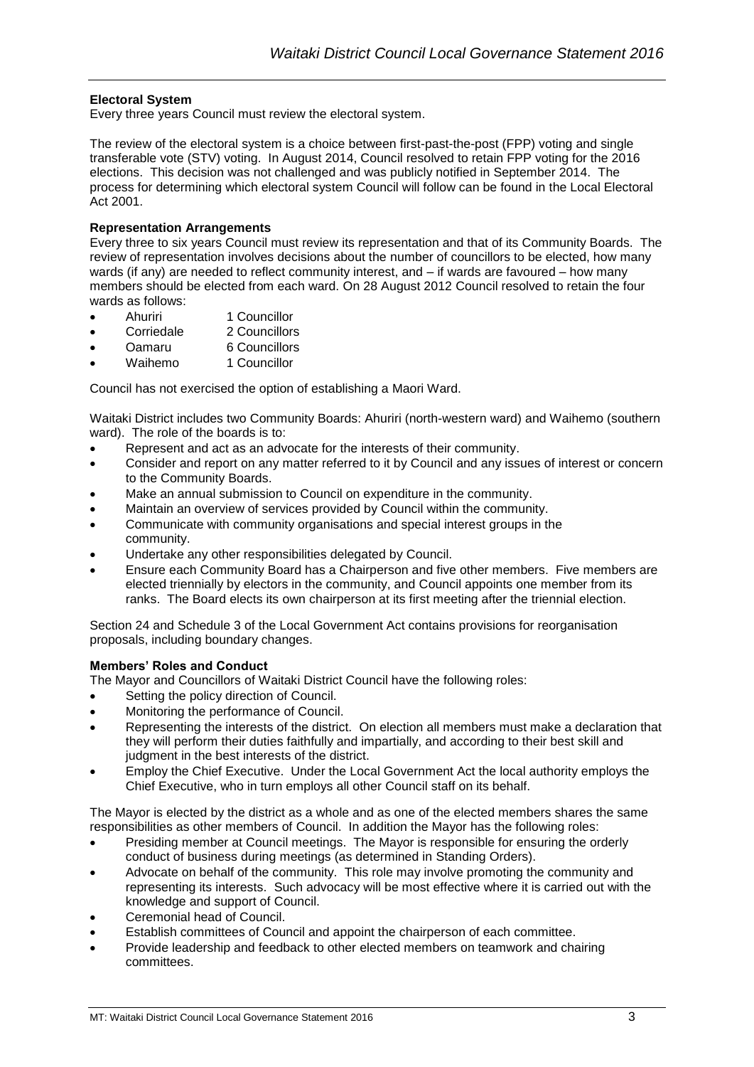**Electoral System**

Every three years Council must review the electoral system.

The review of the electoral system is a choice between first-past-the-post (FPP) voting and single transferable vote (STV) voting. In August 2014, Council resolved to retain FPP voting for the 2016 elections. This decision was not challenged and was publicly notified in September 2014. The process for determining which electoral system Council will follow can be found in the Local Electoral Act 2001.

**Representation Arrangements**

Every three to six years Council must review its representation and that of its Community Boards. The review of representation involves decisions about the number of councillors to be elected, how many wards (if any) are needed to reflect community interest, and – if wards are favoured – how many members should be elected from each ward. On 28 August 2012 Council resolved to retain the four wards as follows:

- Ahuriri 1 Councillor
- Corriedale 2 Councillors
- Oamaru 6 Councillors
- Waihemo 1 Councillor

Council has not exercised the option of establishing a Maori Ward.

Waitaki District includes two Community Boards: Ahuriri (north-western ward) and Waihemo (southern ward). The role of the boards is to:

- Represent and act as an advocate for the interests of their community.
- Consider and report on any matter referred to it by Council and any issues of interest or concern to the Community Boards.
- Make an annual submission to Council on expenditure in the community.
- Maintain an overview of services provided by Council within the community.
- Communicate with community organisations and special interest groups in the community.
- Undertake any other responsibilities delegated by Council.
- Ensure each Community Board has a Chairperson and five other members. Five members are elected triennially by electors in the community, and Council appoints one member from its ranks. The Board elects its own chairperson at its first meeting after the triennial election.

Section 24 and Schedule 3 of the Local Government Act contains provisions for reorganisation proposals, including boundary changes.

**Members' Roles and Conduct**

The Mayor and Councillors of Waitaki District Council have the following roles:

- Setting the policy direction of Council.
- Monitoring the performance of Council.
- Representing the interests of the district. On election all members must make a declaration that they will perform their duties faithfully and impartially, and according to their best skill and judgment in the best interests of the district.
- Employ the Chief Executive. Under the Local Government Act the local authority employs the Chief Executive, who in turn employs all other Council staff on its behalf.

The Mayor is elected by the district as a whole and as one of the elected members shares the same responsibilities as other members of Council. In addition the Mayor has the following roles:

- Presiding member at Council meetings. The Mayor is responsible for ensuring the orderly conduct of business during meetings (as determined in Standing Orders).
- Advocate on behalf of the community. This role may involve promoting the community and representing its interests. Such advocacy will be most effective where it is carried out with the knowledge and support of Council.
- Ceremonial head of Council.
- Establish committees of Council and appoint the chairperson of each committee.
- Provide leadership and feedback to other elected members on teamwork and chairing committees.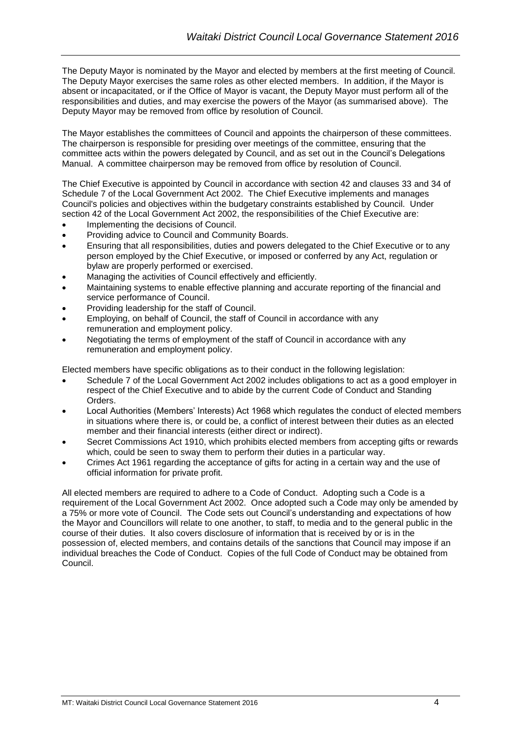The Deputy Mayor is nominated by the Mayor and elected by members at the first meeting of Council. The Deputy Mayor exercises the same roles as other elected members. In addition, if the Mayor is absent or incapacitated, or if the Office of Mayor is vacant, the Deputy Mayor must perform all of the responsibilities and duties, and may exercise the powers of the Mayor (as summarised above). The Deputy Mayor may be removed from office by resolution of Council.

The Mayor establishes the committees of Council and appoints the chairperson of these committees. The chairperson is responsible for presiding over meetings of the committee, ensuring that the committee acts within the powers delegated by Council, and as set out in the Council's Delegations Manual. A committee chairperson may be removed from office by resolution of Council.

The Chief Executive is appointed by Council in accordance with section 42 and clauses 33 and 34 of Schedule 7 of the Local Government Act 2002. The Chief Executive implements and manages Council's policies and objectives within the budgetary constraints established by Council. Under section 42 of the Local Government Act 2002, the responsibilities of the Chief Executive are:

- Implementing the decisions of Council.
- Providing advice to Council and Community Boards.
- Ensuring that all responsibilities, duties and powers delegated to the Chief Executive or to any person employed by the Chief Executive, or imposed or conferred by any Act, regulation or bylaw are properly performed or exercised.
- Managing the activities of Council effectively and efficiently.
- Maintaining systems to enable effective planning and accurate reporting of the financial and service performance of Council.
- Providing leadership for the staff of Council.
- Employing, on behalf of Council, the staff of Council in accordance with any remuneration and employment policy.
- Negotiating the terms of employment of the staff of Council in accordance with any remuneration and employment policy.

Elected members have specific obligations as to their conduct in the following legislation:

- Schedule 7 of the Local Government Act 2002 includes obligations to act as a good employer in respect of the Chief Executive and to abide by the current Code of Conduct and Standing Orders.
- Local Authorities (Members' Interests) Act 1968 which regulates the conduct of elected members in situations where there is, or could be, a conflict of interest between their duties as an elected member and their financial interests (either direct or indirect).
- Secret Commissions Act 1910, which prohibits elected members from accepting gifts or rewards which, could be seen to sway them to perform their duties in a particular way.
- Crimes Act 1961 regarding the acceptance of gifts for acting in a certain way and the use of official information for private profit.

All elected members are required to adhere to a Code of Conduct. Adopting such a Code is a requirement of the Local Government Act 2002. Once adopted such a Code may only be amended by a 75% or more vote of Council. The Code sets out Council's understanding and expectations of how the Mayor and Councillors will relate to one another, to staff, to media and to the general public in the course of their duties. It also covers disclosure of information that is received by or is in the possession of, elected members, and contains details of the sanctions that Council may impose if an individual breaches the Code of Conduct. Copies of the full Code of Conduct may be obtained from Council.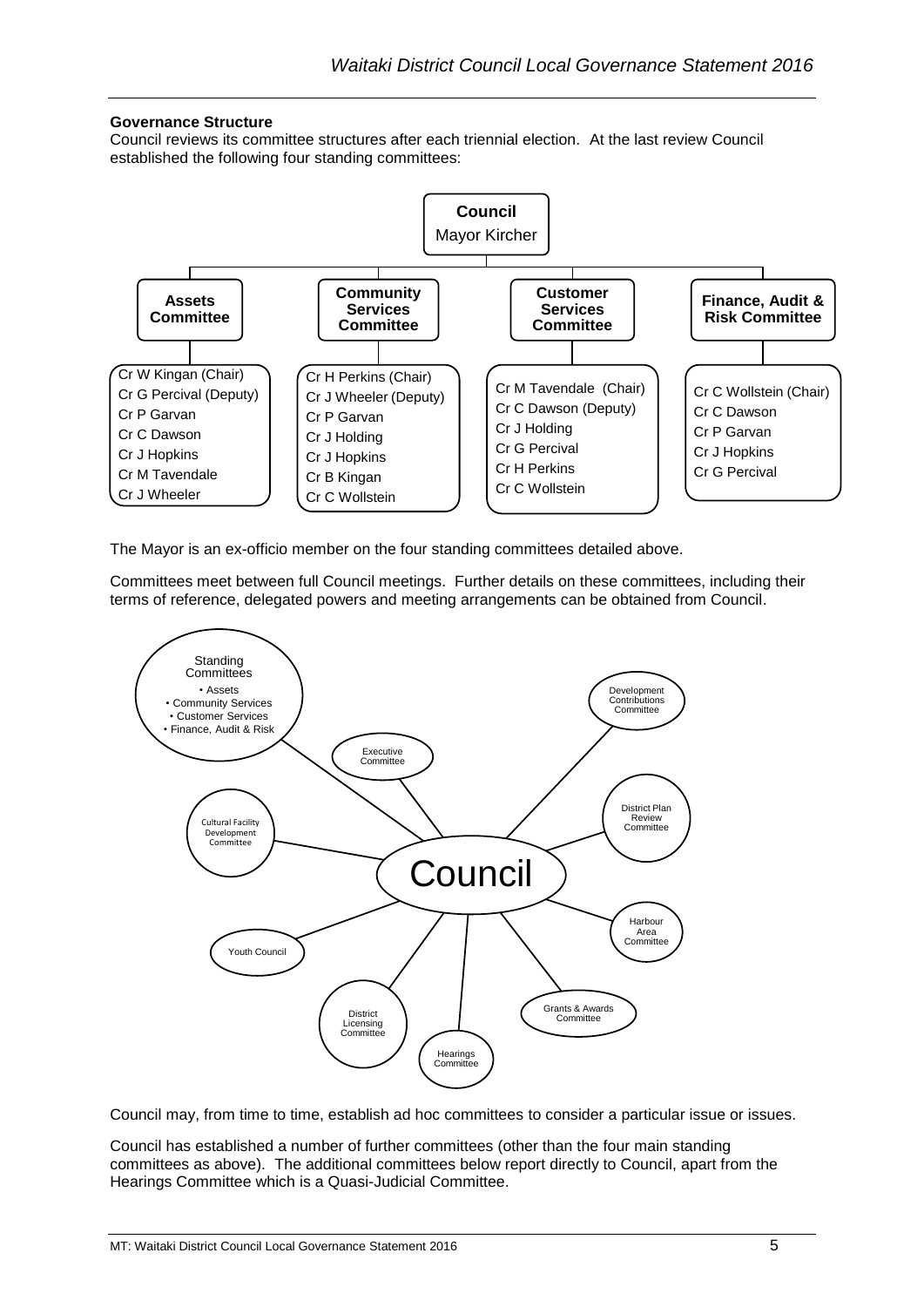**Governance Structure**

Council reviews its committee structures after each triennial election. At the last review Council established the following four standing committees:

**Council**
Mayor Kircher

| Assets Committee | Community Services Committee | Customer Services Committee | Finance, Audit & Risk Committee |
|---|---|---|---|
| Cr W Kingan (Chair) | Cr H Perkins (Chair) | Cr M Tavendale (Chair) | Cr C Wollstein (Chair) |
| Cr G Percival (Deputy) | Cr J Wheeler (Deputy) | Cr C Dawson (Deputy) | Cr C Dawson |
| Cr P Garvan | Cr P Garvan | Cr J Holding | Cr P Garvan |
| Cr C Dawson | Cr J Holding | Cr G Percival | Cr J Hopkins |
| Cr J Hopkins | Cr J Hopkins | Cr H Perkins | Cr G Percival |
| Cr M Tavendale | Cr B Kingan | Cr C Wollstein | |
| Cr J Wheeler | Cr C Wollstein | | |

The Mayor is an ex-officio member on the four standing committees detailed above.

Committees meet between full Council meetings. Further details on these committees, including their terms of reference, delegated powers and meeting arrangements can be obtained from Council.

**Council**

- Standing Committees
  - Assets
  - Community Services
  - Customer Services
  - Finance, Audit & Risk
- Executive Committee
- Development Contributions Committee
- District Plan Review Committee
- Harbour Area Committee
- Grants & Awards Committee
- Hearings Committee
- District Licensing Committee
- Youth Council
- Cultural Facility Development Committee

Council may, from time to time, establish ad hoc committees to consider a particular issue or issues.

Council has established a number of further committees (other than the four main standing committees as above). The additional committees below report directly to Council, apart from the Hearings Committee which is a Quasi-Judicial Committee.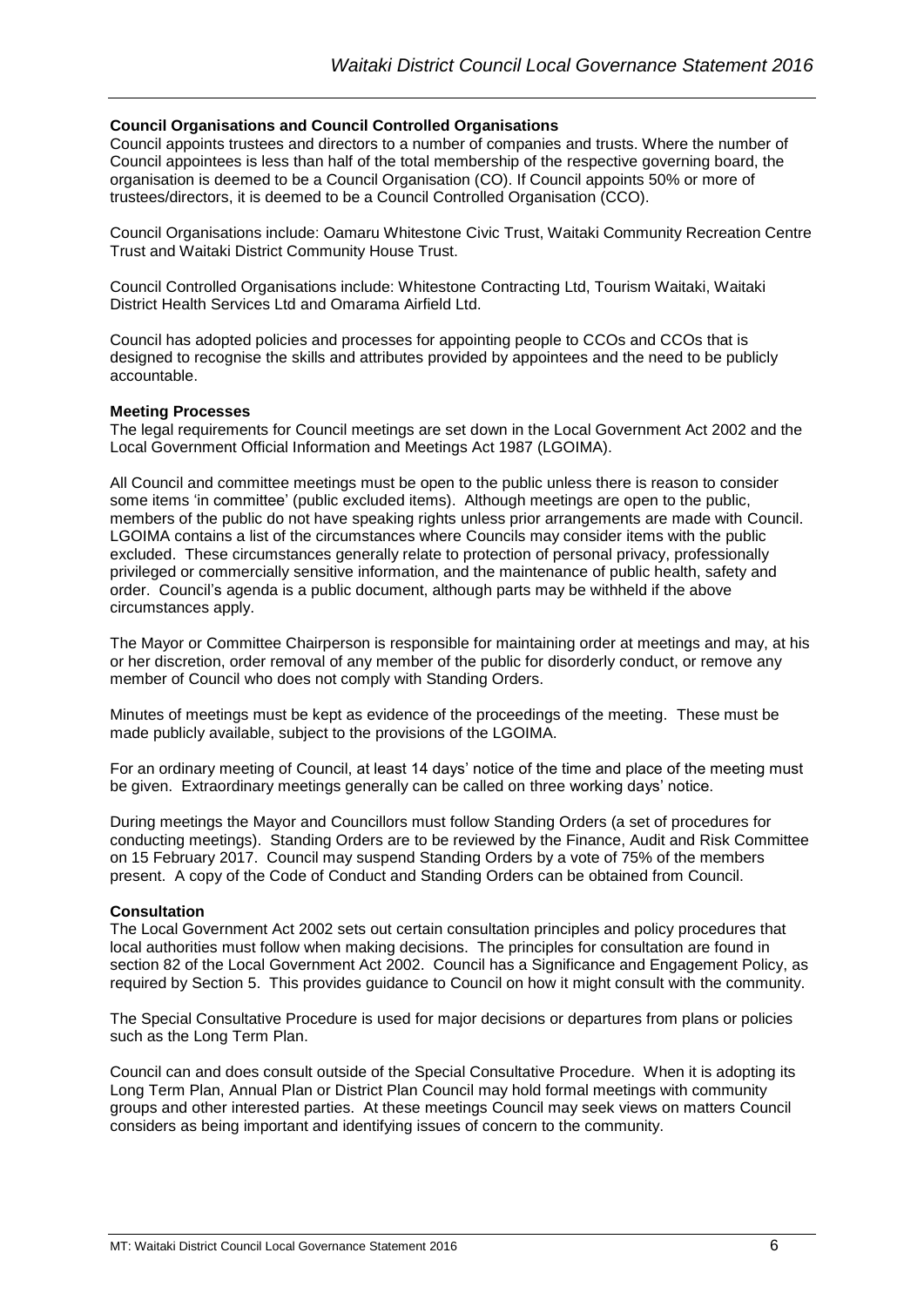## Council Organisations and Council Controlled Organisations

Council appoints trustees and directors to a number of companies and trusts. Where the number of Council appointees is less than half of the total membership of the respective governing board, the organisation is deemed to be a Council Organisation (CO). If Council appoints 50% or more of trustees/directors, it is deemed to be a Council Controlled Organisation (CCO).

Council Organisations include: Oamaru Whitestone Civic Trust, Waitaki Community Recreation Centre Trust and Waitaki District Community House Trust.

Council Controlled Organisations include: Whitestone Contracting Ltd, Tourism Waitaki, Waitaki District Health Services Ltd and Omarama Airfield Ltd.

Council has adopted policies and processes for appointing people to CCOs and CCOs that is designed to recognise the skills and attributes provided by appointees and the need to be publicly accountable.

## Meeting Processes

The legal requirements for Council meetings are set down in the Local Government Act 2002 and the Local Government Official Information and Meetings Act 1987 (LGOIMA).

All Council and committee meetings must be open to the public unless there is reason to consider some items 'in committee' (public excluded items). Although meetings are open to the public, members of the public do not have speaking rights unless prior arrangements are made with Council. LGOIMA contains a list of the circumstances where Councils may consider items with the public excluded. These circumstances generally relate to protection of personal privacy, professionally privileged or commercially sensitive information, and the maintenance of public health, safety and order. Council's agenda is a public document, although parts may be withheld if the above circumstances apply.

The Mayor or Committee Chairperson is responsible for maintaining order at meetings and may, at his or her discretion, order removal of any member of the public for disorderly conduct, or remove any member of Council who does not comply with Standing Orders.

Minutes of meetings must be kept as evidence of the proceedings of the meeting. These must be made publicly available, subject to the provisions of the LGOIMA.

For an ordinary meeting of Council, at least 14 days' notice of the time and place of the meeting must be given. Extraordinary meetings generally can be called on three working days' notice.

During meetings the Mayor and Councillors must follow Standing Orders (a set of procedures for conducting meetings). Standing Orders are to be reviewed by the Finance, Audit and Risk Committee on 15 February 2017. Council may suspend Standing Orders by a vote of 75% of the members present. A copy of the Code of Conduct and Standing Orders can be obtained from Council.

## Consultation

The Local Government Act 2002 sets out certain consultation principles and policy procedures that local authorities must follow when making decisions. The principles for consultation are found in section 82 of the Local Government Act 2002. Council has a Significance and Engagement Policy, as required by Section 5. This provides guidance to Council on how it might consult with the community.

The Special Consultative Procedure is used for major decisions or departures from plans or policies such as the Long Term Plan.

Council can and does consult outside of the Special Consultative Procedure. When it is adopting its Long Term Plan, Annual Plan or District Plan Council may hold formal meetings with community groups and other interested parties. At these meetings Council may seek views on matters Council considers as being important and identifying issues of concern to the community.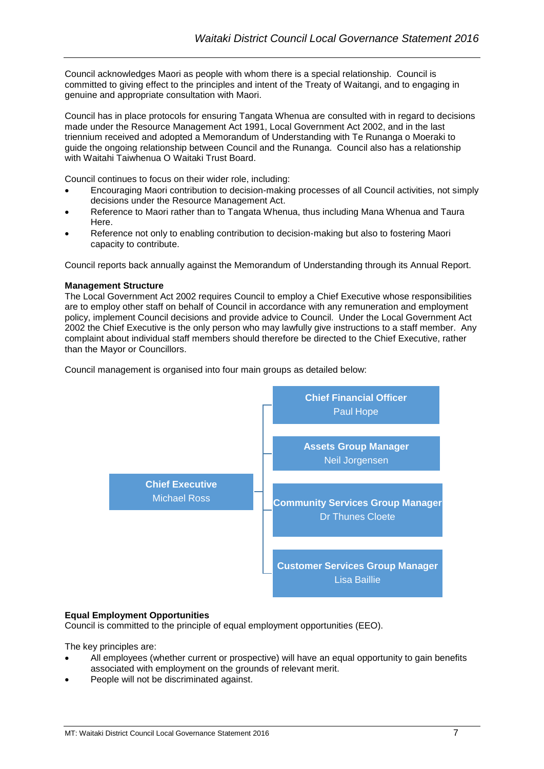Council acknowledges Maori as people with whom there is a special relationship. Council is committed to giving effect to the principles and intent of the Treaty of Waitangi, and to engaging in genuine and appropriate consultation with Maori.

Council has in place protocols for ensuring Tangata Whenua are consulted with in regard to decisions made under the Resource Management Act 1991, Local Government Act 2002, and in the last triennium received and adopted a Memorandum of Understanding with Te Runanga o Moeraki to guide the ongoing relationship between Council and the Runanga. Council also has a relationship with Waitahi Taiwhenua O Waitaki Trust Board.

Council continues to focus on their wider role, including:

- Encouraging Maori contribution to decision-making processes of all Council activities, not simply decisions under the Resource Management Act.
- Reference to Maori rather than to Tangata Whenua, thus including Mana Whenua and Taura Here.
- Reference not only to enabling contribution to decision-making but also to fostering Maori capacity to contribute.

Council reports back annually against the Memorandum of Understanding through its Annual Report.

**Management Structure**

The Local Government Act 2002 requires Council to employ a Chief Executive whose responsibilities are to employ other staff on behalf of Council in accordance with any remuneration and employment policy, implement Council decisions and provide advice to Council. Under the Local Government Act 2002 the Chief Executive is the only person who may lawfully give instructions to a staff member. Any complaint about individual staff members should therefore be directed to the Chief Executive, rather than the Mayor or Councillors.

Council management is organised into four main groups as detailed below:

- **Chief Executive** – Michael Ross
  - **Chief Financial Officer** – Paul Hope
  - **Assets Group Manager** – Neil Jorgensen
  - **Community Services Group Manager** – Dr Thunes Cloete
  - **Customer Services Group Manager** – Lisa Baillie

**Equal Employment Opportunities**

Council is committed to the principle of equal employment opportunities (EEO).

The key principles are:

- All employees (whether current or prospective) will have an equal opportunity to gain benefits associated with employment on the grounds of relevant merit.
- People will not be discriminated against.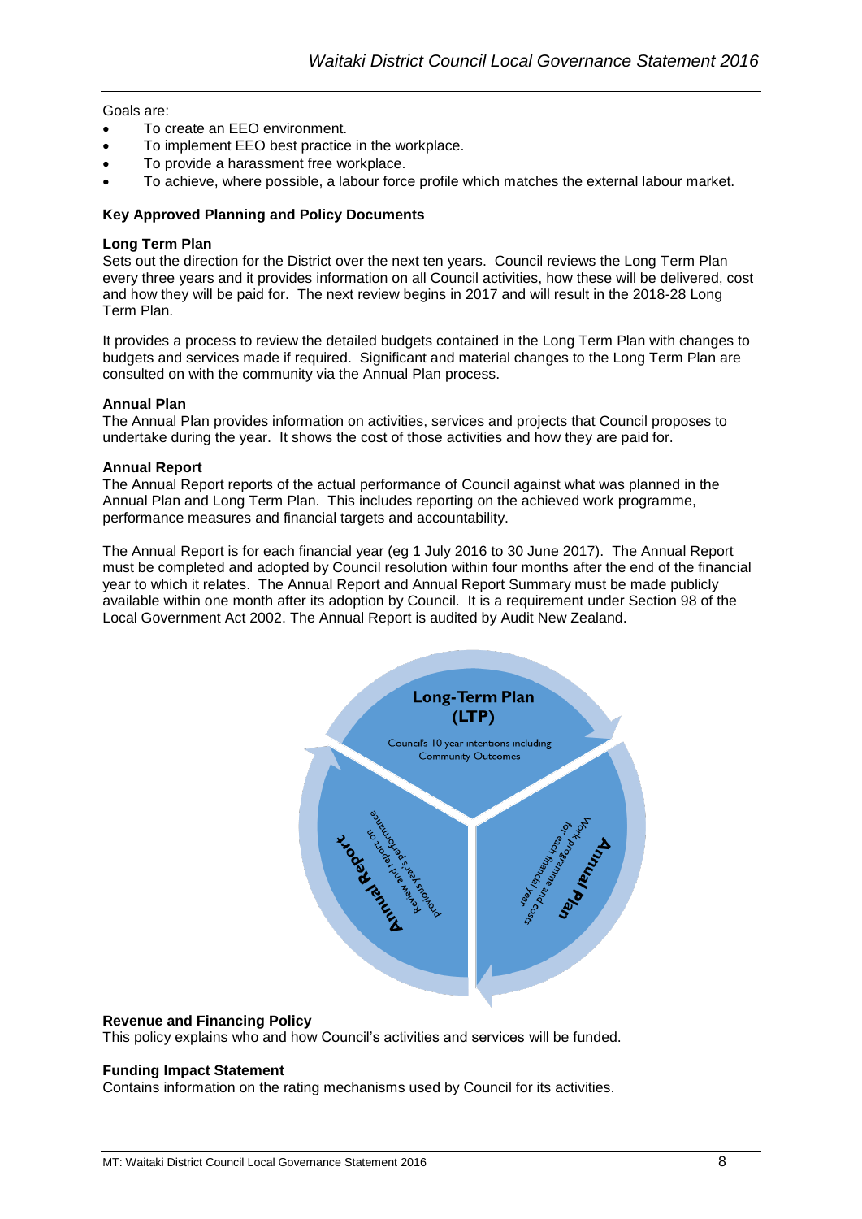Goals are:

- To create an EEO environment.
- To implement EEO best practice in the workplace.
- To provide a harassment free workplace.
- To achieve, where possible, a labour force profile which matches the external labour market.

### Key Approved Planning and Policy Documents

**Long Term Plan**

Sets out the direction for the District over the next ten years. Council reviews the Long Term Plan every three years and it provides information on all Council activities, how these will be delivered, cost and how they will be paid for. The next review begins in 2017 and will result in the 2018-28 Long Term Plan.

It provides a process to review the detailed budgets contained in the Long Term Plan with changes to budgets and services made if required. Significant and material changes to the Long Term Plan are consulted on with the community via the Annual Plan process.

**Annual Plan**

The Annual Plan provides information on activities, services and projects that Council proposes to undertake during the year. It shows the cost of those activities and how they are paid for.

**Annual Report**

The Annual Report reports of the actual performance of Council against what was planned in the Annual Plan and Long Term Plan. This includes reporting on the achieved work programme, performance measures and financial targets and accountability.

The Annual Report is for each financial year (eg 1 July 2016 to 30 June 2017). The Annual Report must be completed and adopted by Council resolution within four months after the end of the financial year to which it relates. The Annual Report and Annual Report Summary must be made publicly available within one month after its adoption by Council. It is a requirement under Section 98 of the Local Government Act 2002. The Annual Report is audited by Audit New Zealand.

**Long-Term Plan (LTP)**
Council's 10 year intentions including Community Outcomes

**Annual Plan**
Work programme and costs for each financial year

**Annual Report**
Review and report on previous year's performance

**Revenue and Financing Policy**

This policy explains who and how Council's activities and services will be funded.

**Funding Impact Statement**

Contains information on the rating mechanisms used by Council for its activities.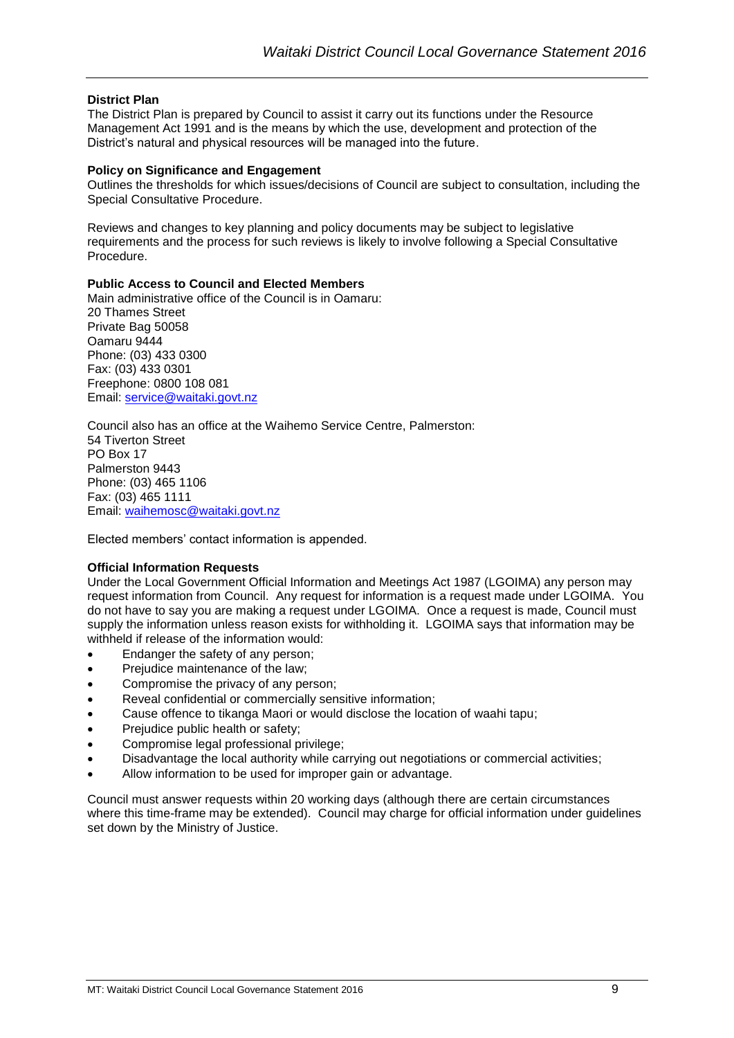**District Plan**

The District Plan is prepared by Council to assist it carry out its functions under the Resource Management Act 1991 and is the means by which the use, development and protection of the District's natural and physical resources will be managed into the future.

**Policy on Significance and Engagement**

Outlines the thresholds for which issues/decisions of Council are subject to consultation, including the Special Consultative Procedure.

Reviews and changes to key planning and policy documents may be subject to legislative requirements and the process for such reviews is likely to involve following a Special Consultative Procedure.

**Public Access to Council and Elected Members**

Main administrative office of the Council is in Oamaru:
20 Thames Street
Private Bag 50058
Oamaru 9444
Phone: (03) 433 0300
Fax: (03) 433 0301
Freephone: 0800 108 081
Email: [service@waitaki.govt.nz](mailto:service@waitaki.govt.nz)

Council also has an office at the Waihemo Service Centre, Palmerston:
54 Tiverton Street
PO Box 17
Palmerston 9443
Phone: (03) 465 1106
Fax: (03) 465 1111
Email: [waihemosc@waitaki.govt.nz](mailto:waihemosc@waitaki.govt.nz)

Elected members' contact information is appended.

**Official Information Requests**

Under the Local Government Official Information and Meetings Act 1987 (LGOIMA) any person may request information from Council. Any request for information is a request made under LGOIMA. You do not have to say you are making a request under LGOIMA. Once a request is made, Council must supply the information unless reason exists for withholding it. LGOIMA says that information may be withheld if release of the information would:

- Endanger the safety of any person;
- Prejudice maintenance of the law;
- Compromise the privacy of any person;
- Reveal confidential or commercially sensitive information;
- Cause offence to tikanga Maori or would disclose the location of waahi tapu;
- Prejudice public health or safety;
- Compromise legal professional privilege;
- Disadvantage the local authority while carrying out negotiations or commercial activities;
- Allow information to be used for improper gain or advantage.

Council must answer requests within 20 working days (although there are certain circumstances where this time-frame may be extended). Council may charge for official information under guidelines set down by the Ministry of Justice.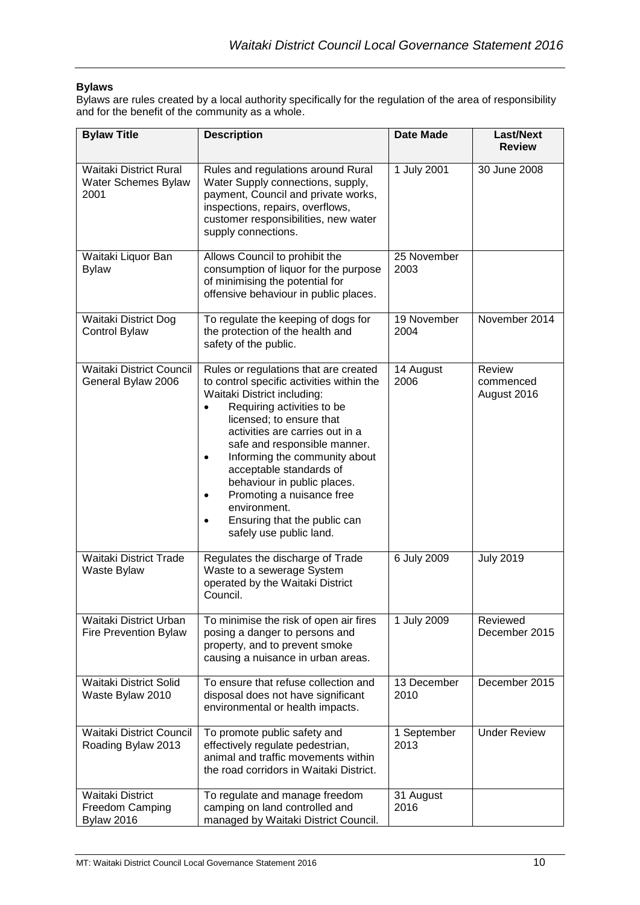**Bylaws**

Bylaws are rules created by a local authority specifically for the regulation of the area of responsibility and for the benefit of the community as a whole.

| Bylaw Title | Description | Date Made | Last/Next Review |
|---|---|---|---|
| Waitaki District Rural Water Schemes Bylaw 2001 | Rules and regulations around Rural Water Supply connections, supply, payment, Council and private works, inspections, repairs, overflows, customer responsibilities, new water supply connections. | 1 July 2001 | 30 June 2008 |
| Waitaki Liquor Ban Bylaw | Allows Council to prohibit the consumption of liquor for the purpose of minimising the potential for offensive behaviour in public places. | 25 November 2003 | |
| Waitaki District Dog Control Bylaw | To regulate the keeping of dogs for the protection of the health and safety of the public. | 19 November 2004 | November 2014 |
| Waitaki District Council General Bylaw 2006 | Rules or regulations that are created to control specific activities within the Waitaki District including:<br>• Requiring activities to be licensed; to ensure that activities are carries out in a safe and responsible manner.<br>• Informing the community about acceptable standards of behaviour in public places.<br>• Promoting a nuisance free environment.<br>• Ensuring that the public can safely use public land. | 14 August 2006 | Review commenced August 2016 |
| Waitaki District Trade Waste Bylaw | Regulates the discharge of Trade Waste to a sewerage System operated by the Waitaki District Council. | 6 July 2009 | July 2019 |
| Waitaki District Urban Fire Prevention Bylaw | To minimise the risk of open air fires posing a danger to persons and property, and to prevent smoke causing a nuisance in urban areas. | 1 July 2009 | Reviewed December 2015 |
| Waitaki District Solid Waste Bylaw 2010 | To ensure that refuse collection and disposal does not have significant environmental or health impacts. | 13 December 2010 | December 2015 |
| Waitaki District Council Roading Bylaw 2013 | To promote public safety and effectively regulate pedestrian, animal and traffic movements within the road corridors in Waitaki District. | 1 September 2013 | Under Review |
| Waitaki District Freedom Camping Bylaw 2016 | To regulate and manage freedom camping on land controlled and managed by Waitaki District Council. | 31 August 2016 | |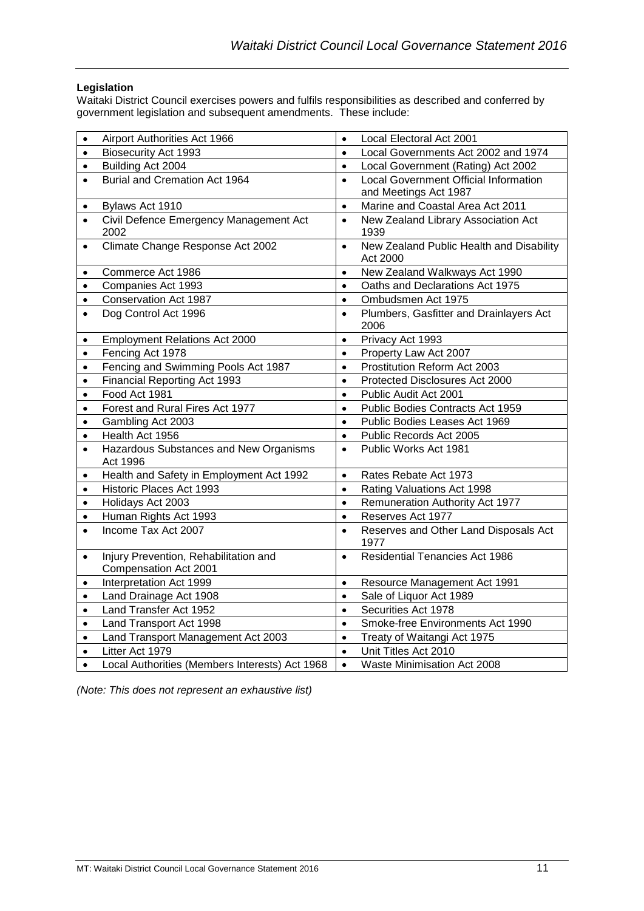**Legislation**

Waitaki District Council exercises powers and fulfils responsibilities as described and conferred by government legislation and subsequent amendments. These include:

| | |
|---|---|
| • Airport Authorities Act 1966 | • Local Electoral Act 2001 |
| • Biosecurity Act 1993 | • Local Governments Act 2002 and 1974 |
| • Building Act 2004 | • Local Government (Rating) Act 2002 |
| • Burial and Cremation Act 1964 | • Local Government Official Information and Meetings Act 1987 |
| • Bylaws Act 1910 | • Marine and Coastal Area Act 2011 |
| • Civil Defence Emergency Management Act 2002 | • New Zealand Library Association Act 1939 |
| • Climate Change Response Act 2002 | • New Zealand Public Health and Disability Act 2000 |
| • Commerce Act 1986 | • New Zealand Walkways Act 1990 |
| • Companies Act 1993 | • Oaths and Declarations Act 1975 |
| • Conservation Act 1987 | • Ombudsmen Act 1975 |
| • Dog Control Act 1996 | • Plumbers, Gasfitter and Drainlayers Act 2006 |
| • Employment Relations Act 2000 | • Privacy Act 1993 |
| • Fencing Act 1978 | • Property Law Act 2007 |
| • Fencing and Swimming Pools Act 1987 | • Prostitution Reform Act 2003 |
| • Financial Reporting Act 1993 | • Protected Disclosures Act 2000 |
| • Food Act 1981 | • Public Audit Act 2001 |
| • Forest and Rural Fires Act 1977 | • Public Bodies Contracts Act 1959 |
| • Gambling Act 2003 | • Public Bodies Leases Act 1969 |
| • Health Act 1956 | • Public Records Act 2005 |
| • Hazardous Substances and New Organisms Act 1996 | • Public Works Act 1981 |
| • Health and Safety in Employment Act 1992 | • Rates Rebate Act 1973 |
| • Historic Places Act 1993 | • Rating Valuations Act 1998 |
| • Holidays Act 2003 | • Remuneration Authority Act 1977 |
| • Human Rights Act 1993 | • Reserves Act 1977 |
| • Income Tax Act 2007 | • Reserves and Other Land Disposals Act 1977 |
| • Injury Prevention, Rehabilitation and Compensation Act 2001 | • Residential Tenancies Act 1986 |
| • Interpretation Act 1999 | • Resource Management Act 1991 |
| • Land Drainage Act 1908 | • Sale of Liquor Act 1989 |
| • Land Transfer Act 1952 | • Securities Act 1978 |
| • Land Transport Act 1998 | • Smoke-free Environments Act 1990 |
| • Land Transport Management Act 2003 | • Treaty of Waitangi Act 1975 |
| • Litter Act 1979 | • Unit Titles Act 2010 |
| • Local Authorities (Members Interests) Act 1968 | • Waste Minimisation Act 2008 |

*(Note: This does not represent an exhaustive list)*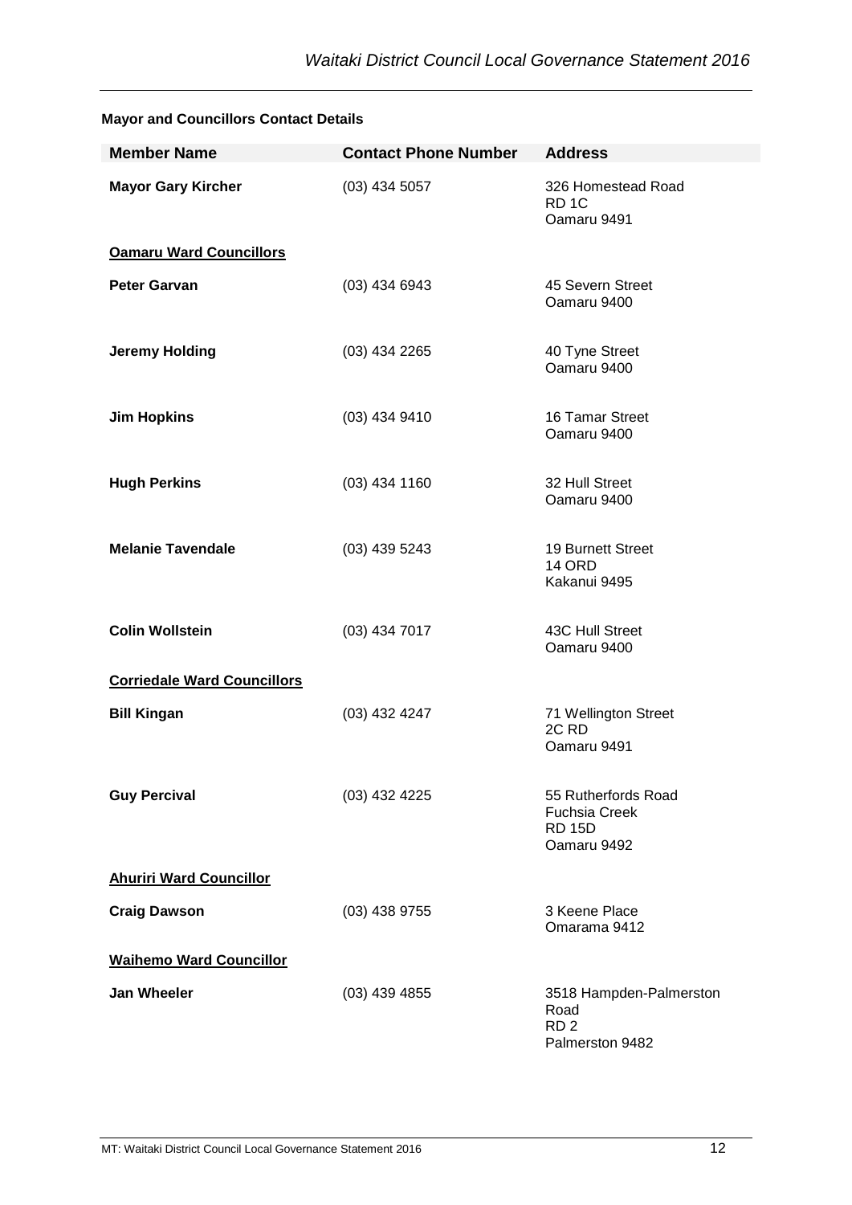**Mayor and Councillors Contact Details**

| Member Name | Contact Phone Number | Address |
|---|---|---|
| **Mayor Gary Kircher** | (03) 434 5057 | 326 Homestead Road<br>RD 1C<br>Oamaru 9491 |
| **Oamaru Ward Councillors** | | |
| **Peter Garvan** | (03) 434 6943 | 45 Severn Street<br>Oamaru 9400 |
| **Jeremy Holding** | (03) 434 2265 | 40 Tyne Street<br>Oamaru 9400 |
| **Jim Hopkins** | (03) 434 9410 | 16 Tamar Street<br>Oamaru 9400 |
| **Hugh Perkins** | (03) 434 1160 | 32 Hull Street<br>Oamaru 9400 |
| **Melanie Tavendale** | (03) 439 5243 | 19 Burnett Street<br>14 ORD<br>Kakanui 9495 |
| **Colin Wollstein** | (03) 434 7017 | 43C Hull Street<br>Oamaru 9400 |
| **Corriedale Ward Councillors** | | |
| **Bill Kingan** | (03) 432 4247 | 71 Wellington Street<br>2C RD<br>Oamaru 9491 |
| **Guy Percival** | (03) 432 4225 | 55 Rutherfords Road<br>Fuchsia Creek<br>RD 15D<br>Oamaru 9492 |
| **Ahuriri Ward Councillor** | | |
| **Craig Dawson** | (03) 438 9755 | 3 Keene Place<br>Omarama 9412 |
| **Waihemo Ward Councillor** | | |
| **Jan Wheeler** | (03) 439 4855 | 3518 Hampden-Palmerston Road<br>RD 2<br>Palmerston 9482 |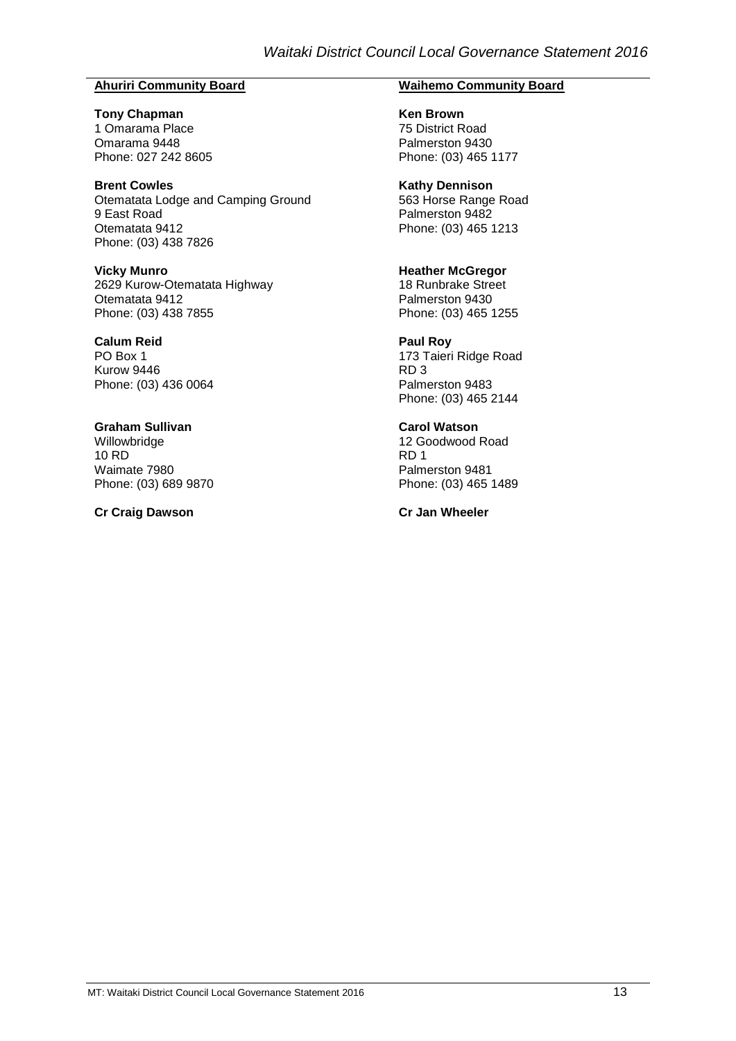**Ahuriri Community Board**

**Tony Chapman**
1 Omarama Place
Omarama 9448
Phone: 027 242 8605

**Brent Cowles**
Otematata Lodge and Camping Ground
9 East Road
Otematata 9412
Phone: (03) 438 7826

**Vicky Munro**
2629 Kurow-Otematata Highway
Otematata 9412
Phone: (03) 438 7855

**Calum Reid**
PO Box 1
Kurow 9446
Phone: (03) 436 0064

**Graham Sullivan**
Willowbridge
10 RD
Waimate 7980
Phone: (03) 689 9870

**Cr Craig Dawson**

**Waihemo Community Board**

**Ken Brown**
75 District Road
Palmerston 9430
Phone: (03) 465 1177

**Kathy Dennison**
563 Horse Range Road
Palmerston 9482
Phone: (03) 465 1213

**Heather McGregor**
18 Runbrake Street
Palmerston 9430
Phone: (03) 465 1255

**Paul Roy**
173 Taieri Ridge Road
RD 3
Palmerston 9483
Phone: (03) 465 2144

**Carol Watson**
12 Goodwood Road
RD 1
Palmerston 9481
Phone: (03) 465 1489

**Cr Jan Wheeler**